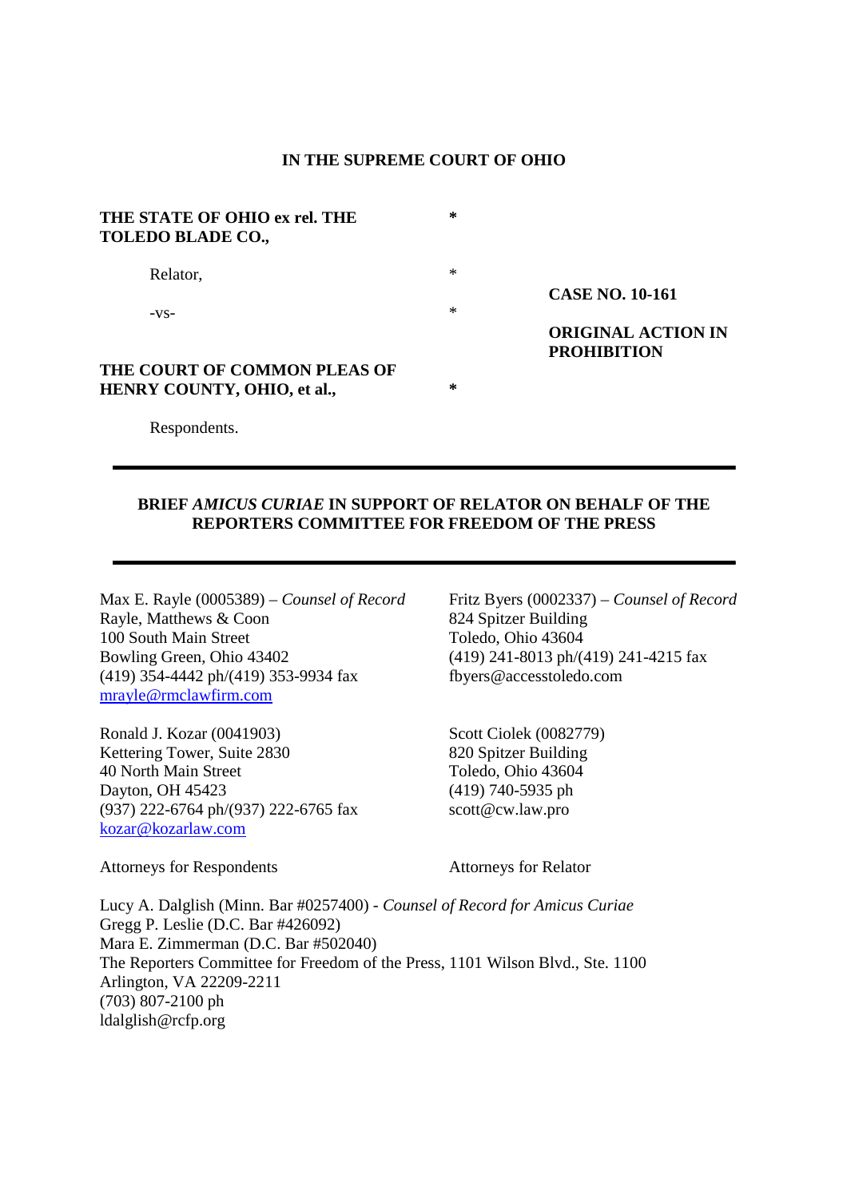**IN THE SUPREME COURT OF OHIO**

**THE STATE OF OHIO ex rel. THE TOLEDO BLADE CO.,**

Relator,

-vs-

**THE COURT OF COMMON PLEAS OF HENRY COUNTY, OHIO, et al.,**

Respondents.

**CASE NO. 10-161**

**ORIGINAL ACTION IN PROHIBITION**

---

**BRIEF *AMICUS CURIAE* IN SUPPORT OF RELATOR ON BEHALF OF THE REPORTERS COMMITTEE FOR FREEDOM OF THE PRESS**

---

Max E. Rayle (0005389) – *Counsel of Record*
Rayle, Matthews & Coon
100 South Main Street
Bowling Green, Ohio 43402
(419) 354-4442 ph/(419) 353-9934 fax
mrayle@rmclawfirm.com

Ronald J. Kozar (0041903)
Kettering Tower, Suite 2830
40 North Main Street
Dayton, OH 45423
(937) 222-6764 ph/(937) 222-6765 fax
kozar@kozarlaw.com

Attorneys for Respondents

Fritz Byers (0002337) – *Counsel of Record*
824 Spitzer Building
Toledo, Ohio 43604
(419) 241-8013 ph/(419) 241-4215 fax
fbyers@accesstoledo.com

Scott Ciolek (0082779)
820 Spitzer Building
Toledo, Ohio 43604
(419) 740-5935 ph
scott@cw.law.pro

Attorneys for Relator

Lucy A. Dalglish (Minn. Bar #0257400) - *Counsel of Record for Amicus Curiae*
Gregg P. Leslie (D.C. Bar #426092)
Mara E. Zimmerman (D.C. Bar #502040)
The Reporters Committee for Freedom of the Press, 1101 Wilson Blvd., Ste. 1100
Arlington, VA 22209-2211
(703) 807-2100 ph
ldalglish@rcfp.org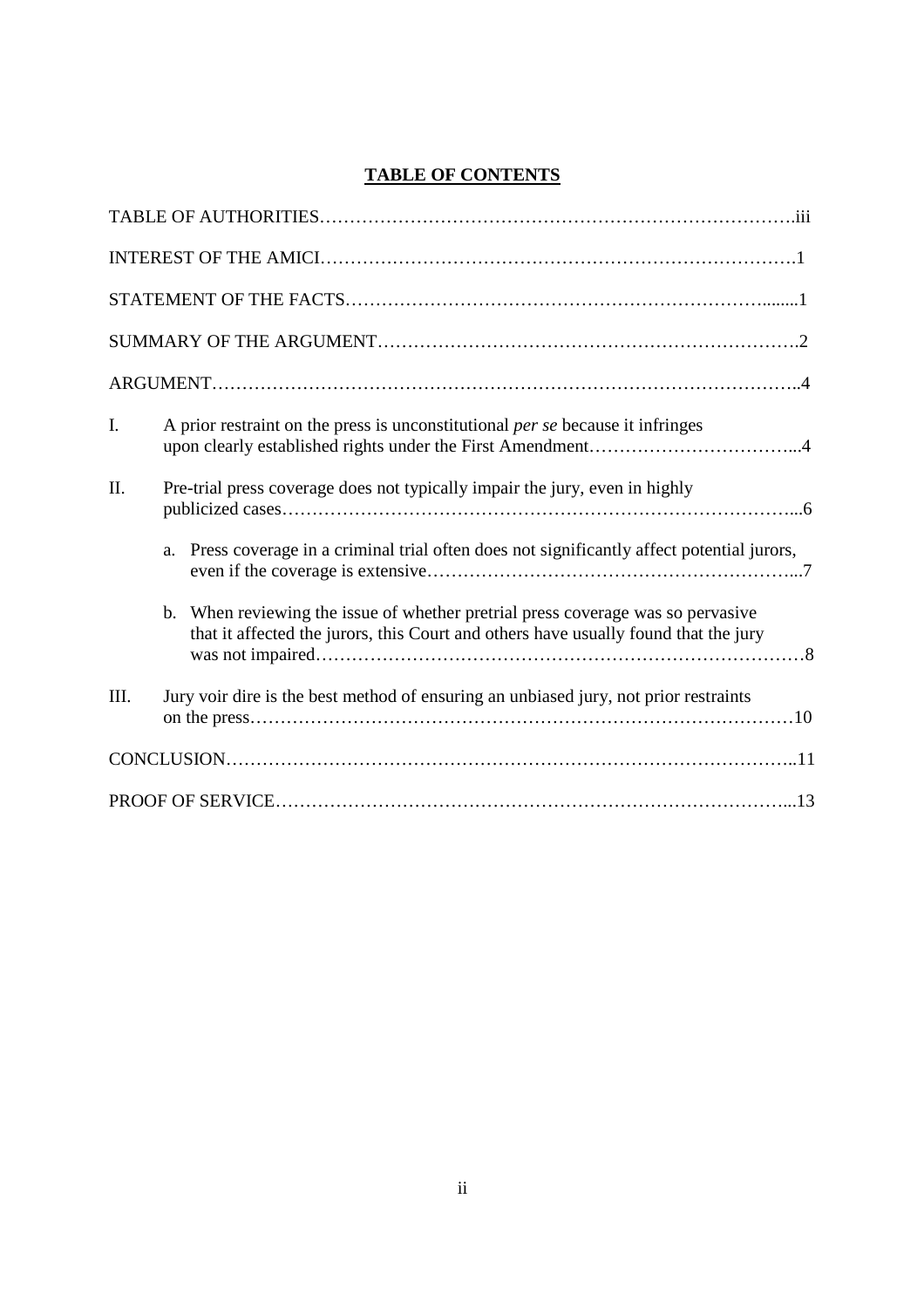# **TABLE OF CONTENTS**

TABLE OF AUTHORITIES……………………………………………………………………….iii

INTEREST OF THE AMICI………………………………………………………………….1

STATEMENT OF THE FACTS……………………………………………………………........1

SUMMARY OF THE ARGUMENT………………………………………………………….2

ARGUMENT…………………………………………………………………………………..4

I. A prior restraint on the press is unconstitutional *per se* because it infringes upon clearly established rights under the First Amendment……………………………...4

II. Pre-trial press coverage does not typically impair the jury, even in highly publicized cases………………………………………………………………………...6

   a. Press coverage in a criminal trial often does not significantly affect potential jurors, even if the coverage is extensive……………………………………………………...7

   b. When reviewing the issue of whether pretrial press coverage was so pervasive that it affected the jurors, this Court and others have usually found that the jury was not impaired……………………………………………………………………8

III. Jury voir dire is the best method of ensuring an unbiased jury, not prior restraints on the press……………………………………………………………………………10

CONCLUSION………………………………………………………………………………..11

PROOF OF SERVICE…………………………………………………………………………...13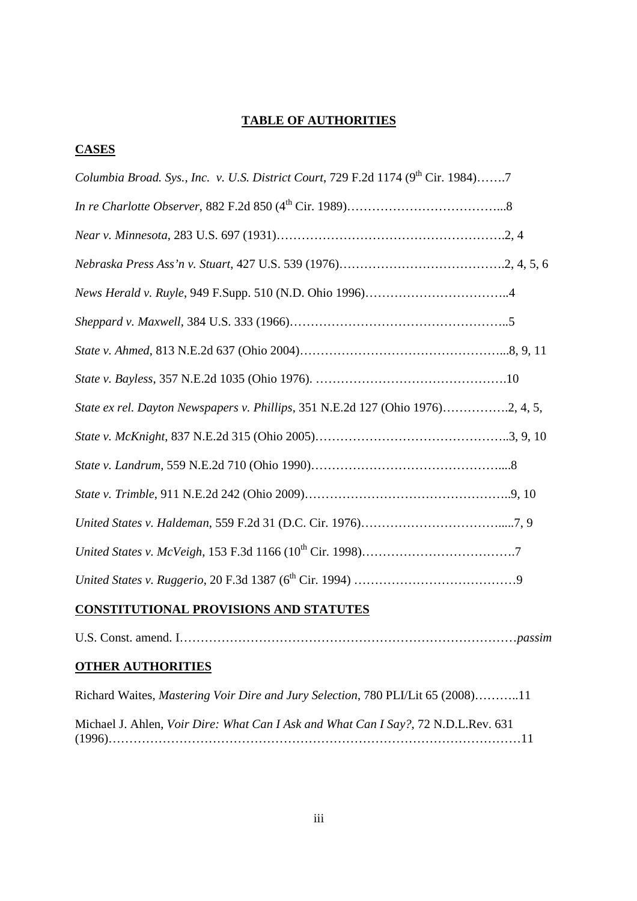## TABLE OF AUTHORITIES

### CASES

*Columbia Broad. Sys., Inc. v. U.S. District Court*, 729 F.2d 1174 (9th Cir. 1984)…….7

*In re Charlotte Observer*, 882 F.2d 850 (4th Cir. 1989)………………………………...8

*Near v. Minnesota*, 283 U.S. 697 (1931)……………………………………………….2, 4

*Nebraska Press Ass'n v. Stuart*, 427 U.S. 539 (1976)………………………………….2, 4, 5, 6

*News Herald v. Ruyle*, 949 F.Supp. 510 (N.D. Ohio 1996)……………………………..4

*Sheppard v. Maxwell*, 384 U.S. 333 (1966)……………………………………………..5

*State v. Ahmed*, 813 N.E.2d 637 (Ohio 2004)…………………………………………...8, 9, 11

*State v. Bayless*, 357 N.E.2d 1035 (Ohio 1976). ……………………………………….10

*State ex rel. Dayton Newspapers v. Phillips*, 351 N.E.2d 127 (Ohio 1976)…………….2, 4, 5,

*State v. McKnight*, 837 N.E.2d 315 (Ohio 2005)……………………………………….3, 9, 10

*State v. Landrum*, 559 N.E.2d 710 (Ohio 1990)………………………………………....8

*State v. Trimble*, 911 N.E.2d 242 (Ohio 2009)…………………………………………..9, 10

*United States v. Haldeman*, 559 F.2d 31 (D.C. Cir. 1976)……………………………....7, 9

*United States v. McVeigh*, 153 F.3d 1166 (10th Cir. 1998)……………………………….7

*United States v. Ruggerio*, 20 F.3d 1387 (6th Cir. 1994) …………………………………9

### CONSTITUTIONAL PROVISIONS AND STATUTES

U.S. Const. amend. I……………………………………………………………………*passim*

### OTHER AUTHORITIES

Richard Waites, *Mastering Voir Dire and Jury Selection*, 780 PLI/Lit 65 (2008)………..11

Michael J. Ahlen, *Voir Dire: What Can I Ask and What Can I Say?*, 72 N.D.L.Rev. 631 (1996)……………………………………………………………………………………11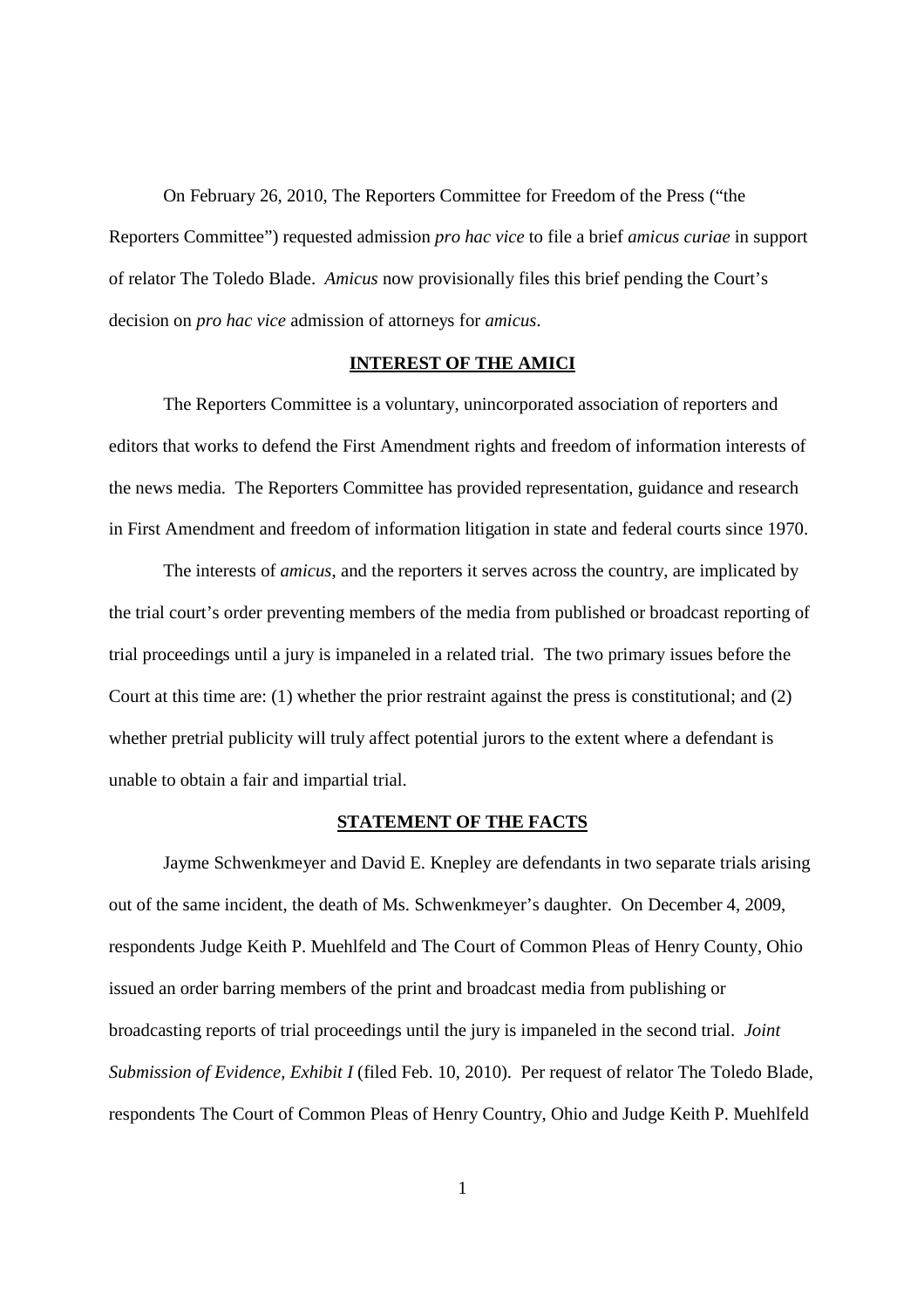On February 26, 2010, The Reporters Committee for Freedom of the Press ("the Reporters Committee") requested admission *pro hac vice* to file a brief *amicus curiae* in support of relator The Toledo Blade. *Amicus* now provisionally files this brief pending the Court's decision on *pro hac vice* admission of attorneys for *amicus*.

## INTEREST OF THE AMICI

The Reporters Committee is a voluntary, unincorporated association of reporters and editors that works to defend the First Amendment rights and freedom of information interests of the news media. The Reporters Committee has provided representation, guidance and research in First Amendment and freedom of information litigation in state and federal courts since 1970.

The interests of *amicus*, and the reporters it serves across the country, are implicated by the trial court's order preventing members of the media from published or broadcast reporting of trial proceedings until a jury is impaneled in a related trial. The two primary issues before the Court at this time are: (1) whether the prior restraint against the press is constitutional; and (2) whether pretrial publicity will truly affect potential jurors to the extent where a defendant is unable to obtain a fair and impartial trial.

## STATEMENT OF THE FACTS

Jayme Schwenkmeyer and David E. Knepley are defendants in two separate trials arising out of the same incident, the death of Ms. Schwenkmeyer's daughter. On December 4, 2009, respondents Judge Keith P. Muehlfeld and The Court of Common Pleas of Henry County, Ohio issued an order barring members of the print and broadcast media from publishing or broadcasting reports of trial proceedings until the jury is impaneled in the second trial. *Joint Submission of Evidence, Exhibit I* (filed Feb. 10, 2010). Per request of relator The Toledo Blade, respondents The Court of Common Pleas of Henry Country, Ohio and Judge Keith P. Muehlfeld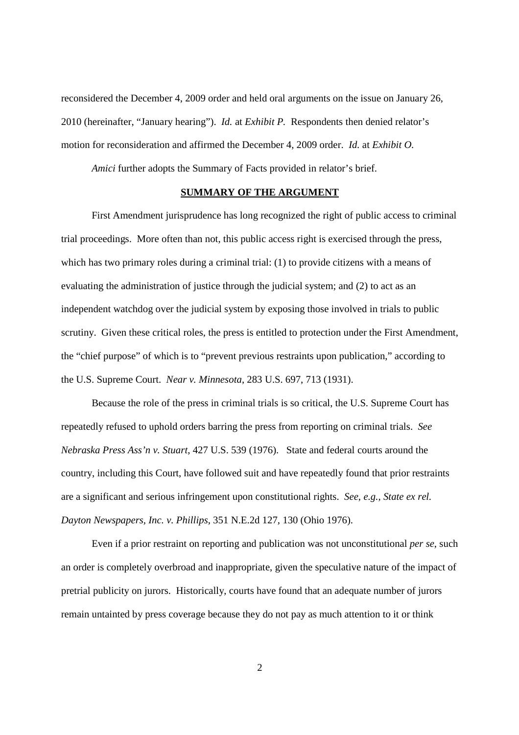reconsidered the December 4, 2009 order and held oral arguments on the issue on January 26, 2010 (hereinafter, "January hearing"). *Id.* at *Exhibit P.* Respondents then denied relator's motion for reconsideration and affirmed the December 4, 2009 order. *Id.* at *Exhibit O.*

*Amici* further adopts the Summary of Facts provided in relator's brief.

## **SUMMARY OF THE ARGUMENT**

First Amendment jurisprudence has long recognized the right of public access to criminal trial proceedings. More often than not, this public access right is exercised through the press, which has two primary roles during a criminal trial: (1) to provide citizens with a means of evaluating the administration of justice through the judicial system; and (2) to act as an independent watchdog over the judicial system by exposing those involved in trials to public scrutiny. Given these critical roles, the press is entitled to protection under the First Amendment, the "chief purpose" of which is to "prevent previous restraints upon publication," according to the U.S. Supreme Court. *Near v. Minnesota*, 283 U.S. 697, 713 (1931).

Because the role of the press in criminal trials is so critical, the U.S. Supreme Court has repeatedly refused to uphold orders barring the press from reporting on criminal trials. *See Nebraska Press Ass'n v. Stuart*, 427 U.S. 539 (1976). State and federal courts around the country, including this Court, have followed suit and have repeatedly found that prior restraints are a significant and serious infringement upon constitutional rights. *See, e.g.*, *State ex rel. Dayton Newspapers, Inc. v. Phillips*, 351 N.E.2d 127, 130 (Ohio 1976).

Even if a prior restraint on reporting and publication was not unconstitutional *per se*, such an order is completely overbroad and inappropriate, given the speculative nature of the impact of pretrial publicity on jurors. Historically, courts have found that an adequate number of jurors remain untainted by press coverage because they do not pay as much attention to it or think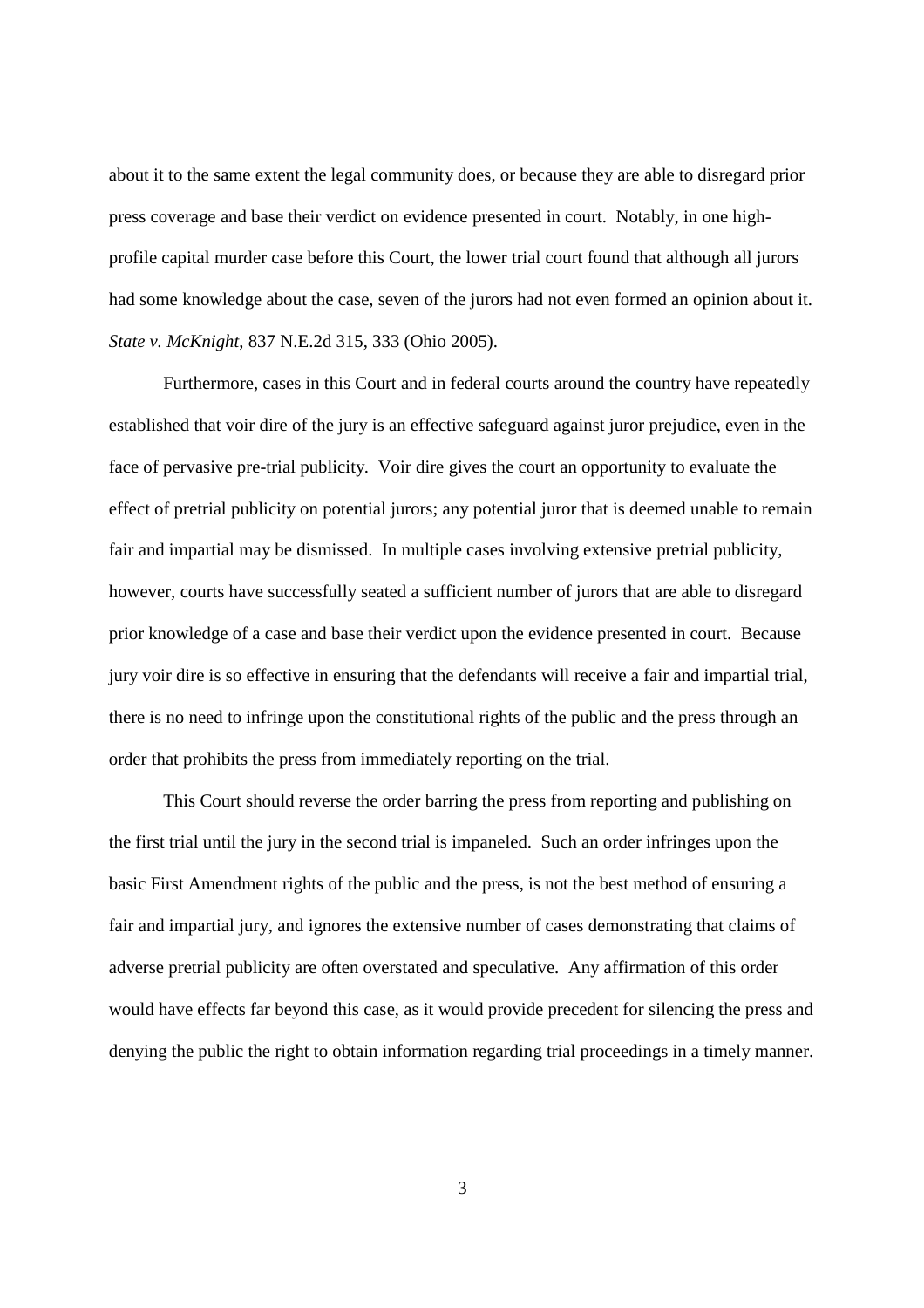about it to the same extent the legal community does, or because they are able to disregard prior press coverage and base their verdict on evidence presented in court. Notably, in one high-profile capital murder case before this Court, the lower trial court found that although all jurors had some knowledge about the case, seven of the jurors had not even formed an opinion about it. *State v. McKnight*, 837 N.E.2d 315, 333 (Ohio 2005).

Furthermore, cases in this Court and in federal courts around the country have repeatedly established that voir dire of the jury is an effective safeguard against juror prejudice, even in the face of pervasive pre-trial publicity. Voir dire gives the court an opportunity to evaluate the effect of pretrial publicity on potential jurors; any potential juror that is deemed unable to remain fair and impartial may be dismissed. In multiple cases involving extensive pretrial publicity, however, courts have successfully seated a sufficient number of jurors that are able to disregard prior knowledge of a case and base their verdict upon the evidence presented in court. Because jury voir dire is so effective in ensuring that the defendants will receive a fair and impartial trial, there is no need to infringe upon the constitutional rights of the public and the press through an order that prohibits the press from immediately reporting on the trial.

This Court should reverse the order barring the press from reporting and publishing on the first trial until the jury in the second trial is impaneled. Such an order infringes upon the basic First Amendment rights of the public and the press, is not the best method of ensuring a fair and impartial jury, and ignores the extensive number of cases demonstrating that claims of adverse pretrial publicity are often overstated and speculative. Any affirmation of this order would have effects far beyond this case, as it would provide precedent for silencing the press and denying the public the right to obtain information regarding trial proceedings in a timely manner.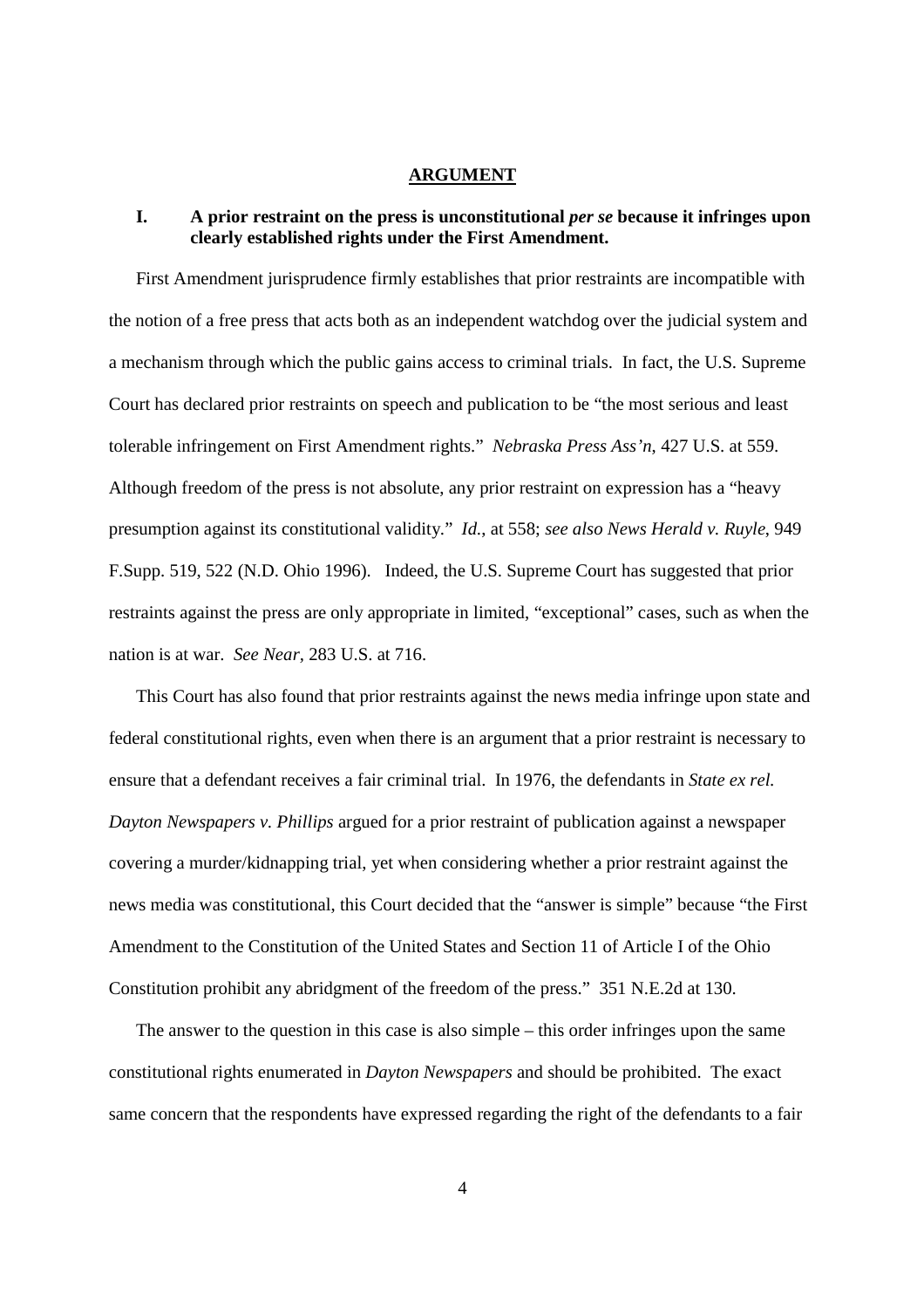## ARGUMENT

### I. A prior restraint on the press is unconstitutional *per se* because it infringes upon clearly established rights under the First Amendment.

First Amendment jurisprudence firmly establishes that prior restraints are incompatible with the notion of a free press that acts both as an independent watchdog over the judicial system and a mechanism through which the public gains access to criminal trials. In fact, the U.S. Supreme Court has declared prior restraints on speech and publication to be "the most serious and least tolerable infringement on First Amendment rights." *Nebraska Press Ass'n,* 427 U.S. at 559. Although freedom of the press is not absolute, any prior restraint on expression has a "heavy presumption against its constitutional validity." *Id.*, at 558; *see also News Herald v. Ruyle*, 949 F.Supp. 519, 522 (N.D. Ohio 1996). Indeed, the U.S. Supreme Court has suggested that prior restraints against the press are only appropriate in limited, "exceptional" cases, such as when the nation is at war. *See Near*, 283 U.S. at 716.

This Court has also found that prior restraints against the news media infringe upon state and federal constitutional rights, even when there is an argument that a prior restraint is necessary to ensure that a defendant receives a fair criminal trial. In 1976, the defendants in *State ex rel. Dayton Newspapers v. Phillips* argued for a prior restraint of publication against a newspaper covering a murder/kidnapping trial, yet when considering whether a prior restraint against the news media was constitutional, this Court decided that the "answer is simple" because "the First Amendment to the Constitution of the United States and Section 11 of Article I of the Ohio Constitution prohibit any abridgment of the freedom of the press." 351 N.E.2d at 130.

The answer to the question in this case is also simple – this order infringes upon the same constitutional rights enumerated in *Dayton Newspapers* and should be prohibited. The exact same concern that the respondents have expressed regarding the right of the defendants to a fair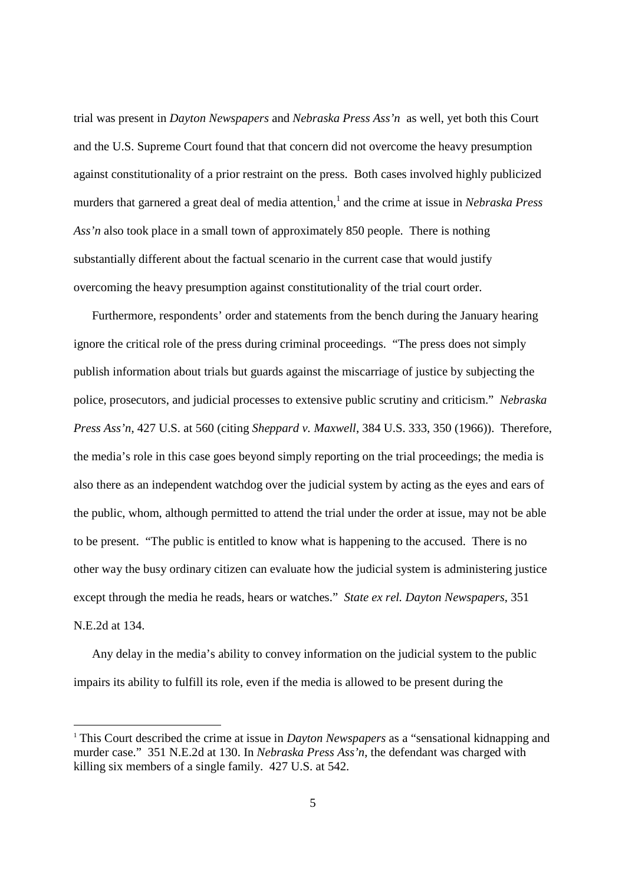trial was present in *Dayton Newspapers* and *Nebraska Press Ass'n* as well, yet both this Court and the U.S. Supreme Court found that that concern did not overcome the heavy presumption against constitutionality of a prior restraint on the press. Both cases involved highly publicized murders that garnered a great deal of media attention,[1] and the crime at issue in *Nebraska Press Ass'n* also took place in a small town of approximately 850 people. There is nothing substantially different about the factual scenario in the current case that would justify overcoming the heavy presumption against constitutionality of the trial court order.

Furthermore, respondents' order and statements from the bench during the January hearing ignore the critical role of the press during criminal proceedings. "The press does not simply publish information about trials but guards against the miscarriage of justice by subjecting the police, prosecutors, and judicial processes to extensive public scrutiny and criticism." *Nebraska Press Ass'n*, 427 U.S. at 560 (citing *Sheppard v. Maxwell*, 384 U.S. 333, 350 (1966)). Therefore, the media's role in this case goes beyond simply reporting on the trial proceedings; the media is also there as an independent watchdog over the judicial system by acting as the eyes and ears of the public, whom, although permitted to attend the trial under the order at issue, may not be able to be present. "The public is entitled to know what is happening to the accused. There is no other way the busy ordinary citizen can evaluate how the judicial system is administering justice except through the media he reads, hears or watches." *State ex rel. Dayton Newspapers*, 351 N.E.2d at 134.

Any delay in the media's ability to convey information on the judicial system to the public impairs its ability to fulfill its role, even if the media is allowed to be present during the

[1] This Court described the crime at issue in *Dayton Newspapers* as a "sensational kidnapping and murder case." 351 N.E.2d at 130. In *Nebraska Press Ass'n*, the defendant was charged with killing six members of a single family. 427 U.S. at 542.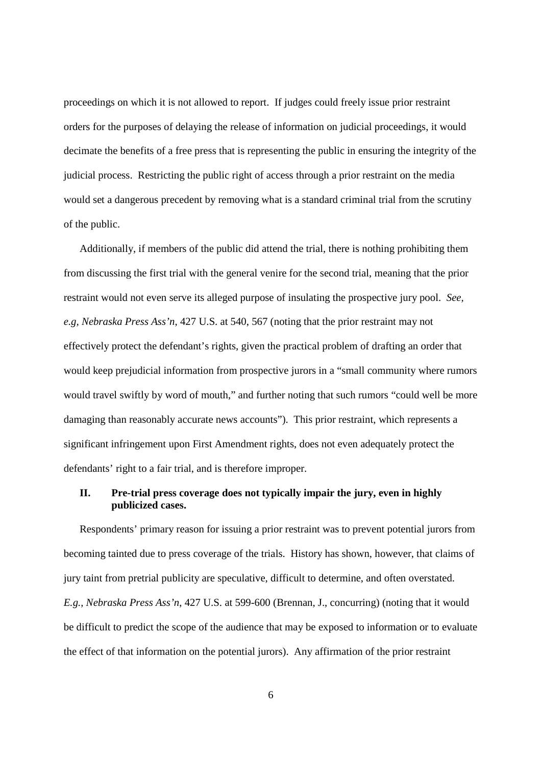proceedings on which it is not allowed to report. If judges could freely issue prior restraint orders for the purposes of delaying the release of information on judicial proceedings, it would decimate the benefits of a free press that is representing the public in ensuring the integrity of the judicial process. Restricting the public right of access through a prior restraint on the media would set a dangerous precedent by removing what is a standard criminal trial from the scrutiny of the public.

Additionally, if members of the public did attend the trial, there is nothing prohibiting them from discussing the first trial with the general venire for the second trial, meaning that the prior restraint would not even serve its alleged purpose of insulating the prospective jury pool. *See, e.g*, *Nebraska Press Ass'n*, 427 U.S. at 540, 567 (noting that the prior restraint may not effectively protect the defendant's rights, given the practical problem of drafting an order that would keep prejudicial information from prospective jurors in a "small community where rumors would travel swiftly by word of mouth," and further noting that such rumors "could well be more damaging than reasonably accurate news accounts"). This prior restraint, which represents a significant infringement upon First Amendment rights, does not even adequately protect the defendants' right to a fair trial, and is therefore improper.

## II. Pre-trial press coverage does not typically impair the jury, even in highly publicized cases.

Respondents' primary reason for issuing a prior restraint was to prevent potential jurors from becoming tainted due to press coverage of the trials. History has shown, however, that claims of jury taint from pretrial publicity are speculative, difficult to determine, and often overstated. *E.g., Nebraska Press Ass'n*, 427 U.S. at 599-600 (Brennan, J., concurring) (noting that it would be difficult to predict the scope of the audience that may be exposed to information or to evaluate the effect of that information on the potential jurors). Any affirmation of the prior restraint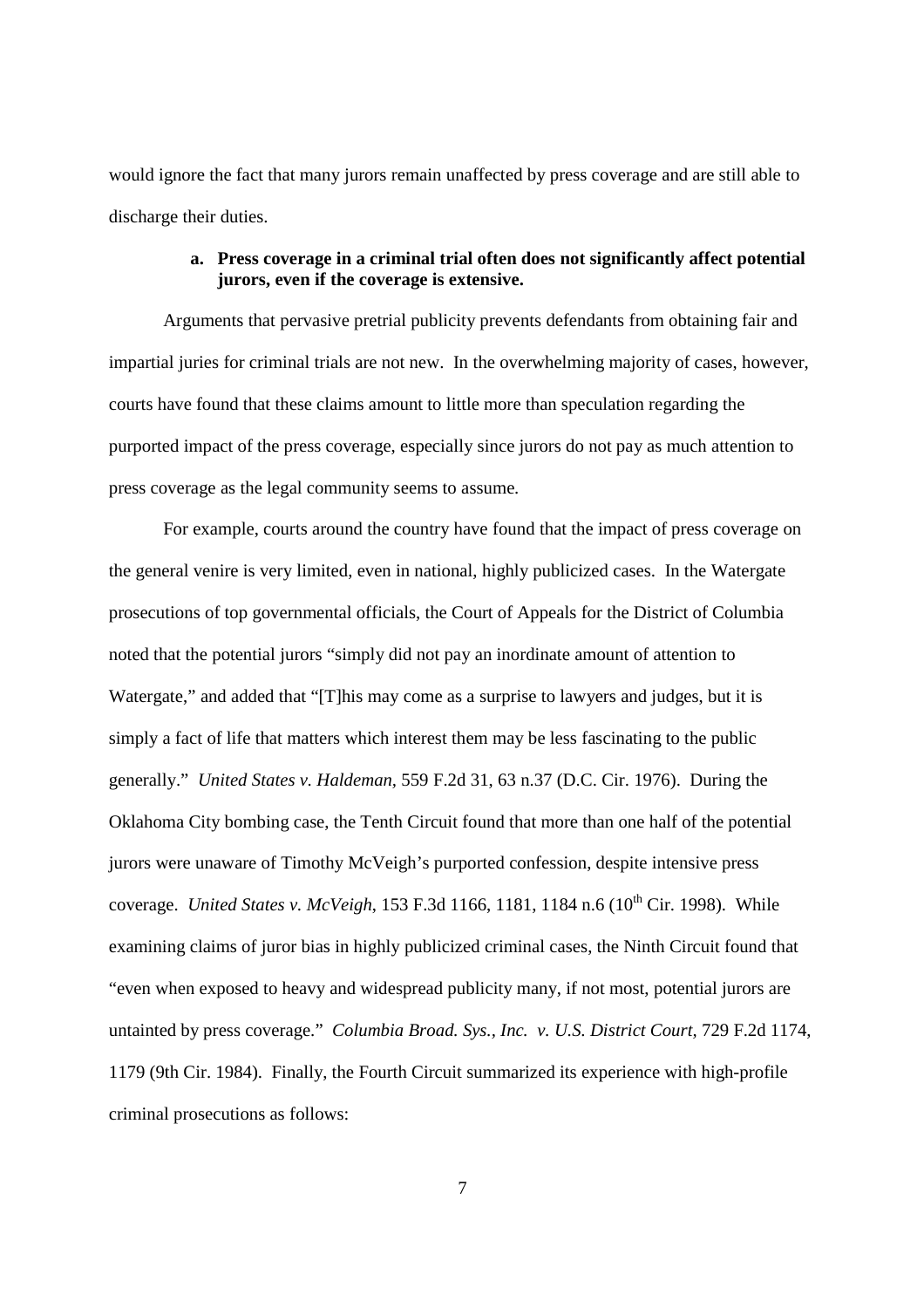would ignore the fact that many jurors remain unaffected by press coverage and are still able to discharge their duties.

**a. Press coverage in a criminal trial often does not significantly affect potential jurors, even if the coverage is extensive.**

Arguments that pervasive pretrial publicity prevents defendants from obtaining fair and impartial juries for criminal trials are not new. In the overwhelming majority of cases, however, courts have found that these claims amount to little more than speculation regarding the purported impact of the press coverage, especially since jurors do not pay as much attention to press coverage as the legal community seems to assume.

For example, courts around the country have found that the impact of press coverage on the general venire is very limited, even in national, highly publicized cases. In the Watergate prosecutions of top governmental officials, the Court of Appeals for the District of Columbia noted that the potential jurors "simply did not pay an inordinate amount of attention to Watergate," and added that "[T]his may come as a surprise to lawyers and judges, but it is simply a fact of life that matters which interest them may be less fascinating to the public generally." *United States v. Haldeman,* 559 F.2d 31, 63 n.37 (D.C. Cir. 1976). During the Oklahoma City bombing case, the Tenth Circuit found that more than one half of the potential jurors were unaware of Timothy McVeigh's purported confession, despite intensive press coverage. *United States v. McVeigh*, 153 F.3d 1166, 1181, 1184 n.6 (10th Cir. 1998). While examining claims of juror bias in highly publicized criminal cases, the Ninth Circuit found that "even when exposed to heavy and widespread publicity many, if not most, potential jurors are untainted by press coverage." *Columbia Broad. Sys., Inc. v. U.S. District Court*, 729 F.2d 1174, 1179 (9th Cir. 1984). Finally, the Fourth Circuit summarized its experience with high-profile criminal prosecutions as follows: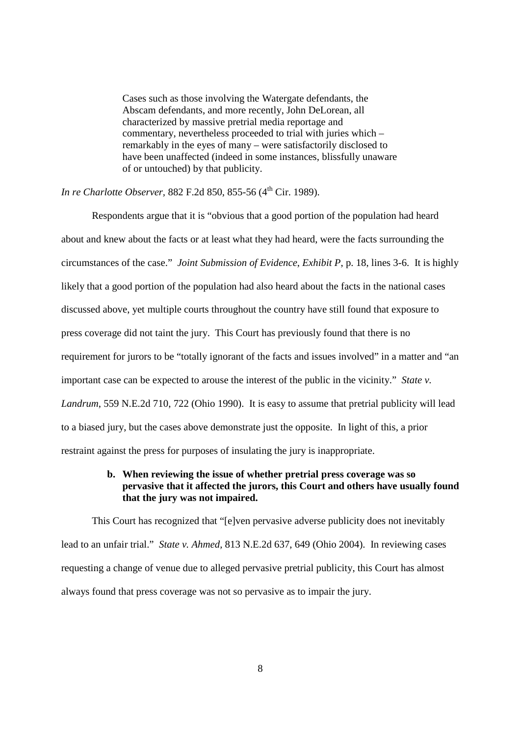> Cases such as those involving the Watergate defendants, the Abscam defendants, and more recently, John DeLorean, all characterized by massive pretrial media reportage and commentary, nevertheless proceeded to trial with juries which – remarkably in the eyes of many – were satisfactorily disclosed to have been unaffected (indeed in some instances, blissfully unaware of or untouched) by that publicity.

*In re Charlotte Observer*, 882 F.2d 850, 855-56 (4th Cir. 1989).

Respondents argue that it is "obvious that a good portion of the population had heard about and knew about the facts or at least what they had heard, were the facts surrounding the circumstances of the case." *Joint Submission of Evidence*, *Exhibit P*, p. 18, lines 3-6. It is highly likely that a good portion of the population had also heard about the facts in the national cases discussed above, yet multiple courts throughout the country have still found that exposure to press coverage did not taint the jury. This Court has previously found that there is no requirement for jurors to be "totally ignorant of the facts and issues involved" in a matter and "an important case can be expected to arouse the interest of the public in the vicinity." *State v. Landrum*, 559 N.E.2d 710, 722 (Ohio 1990). It is easy to assume that pretrial publicity will lead to a biased jury, but the cases above demonstrate just the opposite. In light of this, a prior restraint against the press for purposes of insulating the jury is inappropriate.

**b. When reviewing the issue of whether pretrial press coverage was so pervasive that it affected the jurors, this Court and others have usually found that the jury was not impaired.**

This Court has recognized that "[e]ven pervasive adverse publicity does not inevitably lead to an unfair trial." *State v. Ahmed*, 813 N.E.2d 637, 649 (Ohio 2004). In reviewing cases requesting a change of venue due to alleged pervasive pretrial publicity, this Court has almost always found that press coverage was not so pervasive as to impair the jury.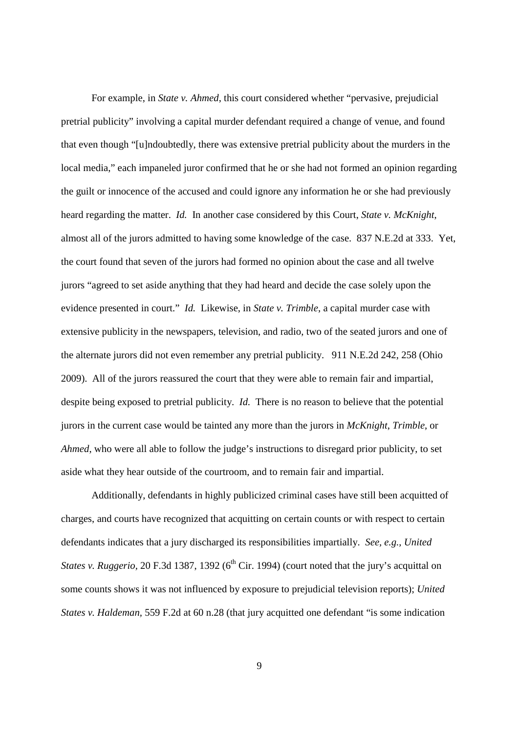For example, in *State v. Ahmed*, this court considered whether "pervasive, prejudicial pretrial publicity" involving a capital murder defendant required a change of venue, and found that even though "[u]ndoubtedly, there was extensive pretrial publicity about the murders in the local media," each impaneled juror confirmed that he or she had not formed an opinion regarding the guilt or innocence of the accused and could ignore any information he or she had previously heard regarding the matter. *Id.* In another case considered by this Court, *State v. McKnight*, almost all of the jurors admitted to having some knowledge of the case. 837 N.E.2d at 333. Yet, the court found that seven of the jurors had formed no opinion about the case and all twelve jurors "agreed to set aside anything that they had heard and decide the case solely upon the evidence presented in court." *Id.* Likewise, in *State v. Trimble*, a capital murder case with extensive publicity in the newspapers, television, and radio, two of the seated jurors and one of the alternate jurors did not even remember any pretrial publicity. 911 N.E.2d 242, 258 (Ohio 2009). All of the jurors reassured the court that they were able to remain fair and impartial, despite being exposed to pretrial publicity. *Id.* There is no reason to believe that the potential jurors in the current case would be tainted any more than the jurors in *McKnight*, *Trimble*, or *Ahmed*, who were all able to follow the judge's instructions to disregard prior publicity, to set aside what they hear outside of the courtroom, and to remain fair and impartial.

Additionally, defendants in highly publicized criminal cases have still been acquitted of charges, and courts have recognized that acquitting on certain counts or with respect to certain defendants indicates that a jury discharged its responsibilities impartially. *See, e.g., United States v. Ruggerio*, 20 F.3d 1387, 1392 (6th Cir. 1994) (court noted that the jury's acquittal on some counts shows it was not influenced by exposure to prejudicial television reports); *United States v. Haldeman,* 559 F.2d at 60 n.28 (that jury acquitted one defendant "is some indication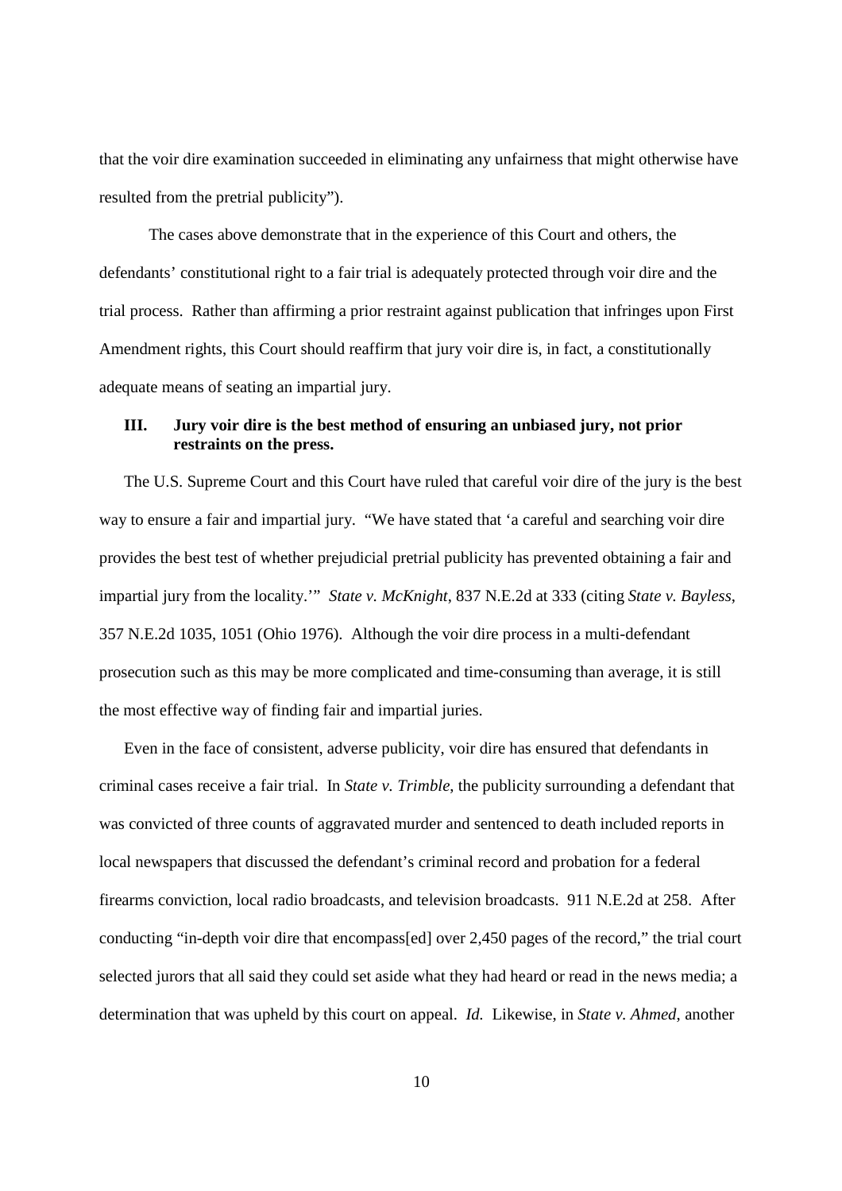that the voir dire examination succeeded in eliminating any unfairness that might otherwise have resulted from the pretrial publicity").

The cases above demonstrate that in the experience of this Court and others, the defendants' constitutional right to a fair trial is adequately protected through voir dire and the trial process. Rather than affirming a prior restraint against publication that infringes upon First Amendment rights, this Court should reaffirm that jury voir dire is, in fact, a constitutionally adequate means of seating an impartial jury.

### III. Jury voir dire is the best method of ensuring an unbiased jury, not prior restraints on the press.

The U.S. Supreme Court and this Court have ruled that careful voir dire of the jury is the best way to ensure a fair and impartial jury. "We have stated that 'a careful and searching voir dire provides the best test of whether prejudicial pretrial publicity has prevented obtaining a fair and impartial jury from the locality.'" *State v. McKnight*, 837 N.E.2d at 333 (citing *State v. Bayless*, 357 N.E.2d 1035, 1051 (Ohio 1976). Although the voir dire process in a multi-defendant prosecution such as this may be more complicated and time-consuming than average, it is still the most effective way of finding fair and impartial juries.

Even in the face of consistent, adverse publicity, voir dire has ensured that defendants in criminal cases receive a fair trial. In *State v. Trimble*, the publicity surrounding a defendant that was convicted of three counts of aggravated murder and sentenced to death included reports in local newspapers that discussed the defendant's criminal record and probation for a federal firearms conviction, local radio broadcasts, and television broadcasts. 911 N.E.2d at 258. After conducting "in-depth voir dire that encompass[ed] over 2,450 pages of the record," the trial court selected jurors that all said they could set aside what they had heard or read in the news media; a determination that was upheld by this court on appeal. *Id.* Likewise, in *State v. Ahmed*, another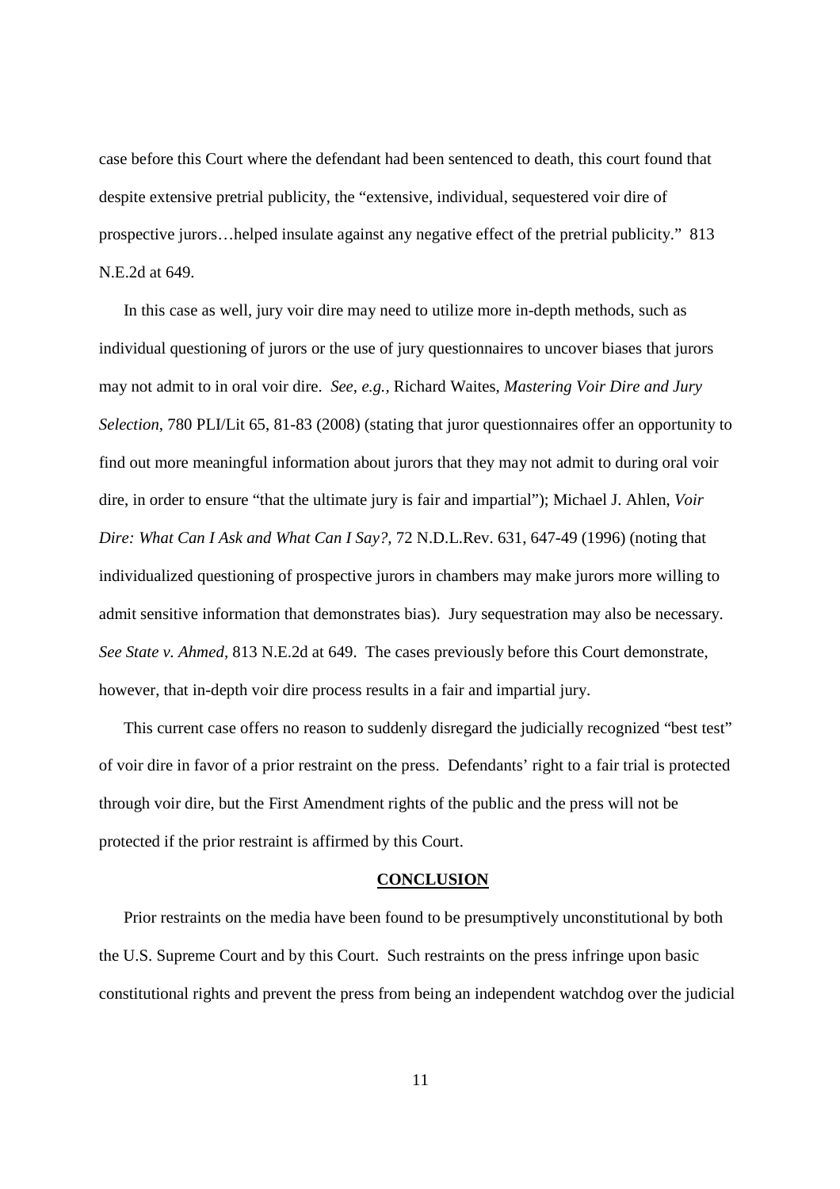case before this Court where the defendant had been sentenced to death, this court found that despite extensive pretrial publicity, the "extensive, individual, sequestered voir dire of prospective jurors…helped insulate against any negative effect of the pretrial publicity." 813 N.E.2d at 649.

In this case as well, jury voir dire may need to utilize more in-depth methods, such as individual questioning of jurors or the use of jury questionnaires to uncover biases that jurors may not admit to in oral voir dire. *See, e.g.*, Richard Waites, *Mastering Voir Dire and Jury Selection*, 780 PLI/Lit 65, 81-83 (2008) (stating that juror questionnaires offer an opportunity to find out more meaningful information about jurors that they may not admit to during oral voir dire, in order to ensure "that the ultimate jury is fair and impartial"); Michael J. Ahlen, *Voir Dire: What Can I Ask and What Can I Say?*, 72 N.D.L.Rev. 631, 647-49 (1996) (noting that individualized questioning of prospective jurors in chambers may make jurors more willing to admit sensitive information that demonstrates bias). Jury sequestration may also be necessary. *See State v. Ahmed*, 813 N.E.2d at 649. The cases previously before this Court demonstrate, however, that in-depth voir dire process results in a fair and impartial jury.

This current case offers no reason to suddenly disregard the judicially recognized "best test" of voir dire in favor of a prior restraint on the press. Defendants' right to a fair trial is protected through voir dire, but the First Amendment rights of the public and the press will not be protected if the prior restraint is affirmed by this Court.

## CONCLUSION

Prior restraints on the media have been found to be presumptively unconstitutional by both the U.S. Supreme Court and by this Court. Such restraints on the press infringe upon basic constitutional rights and prevent the press from being an independent watchdog over the judicial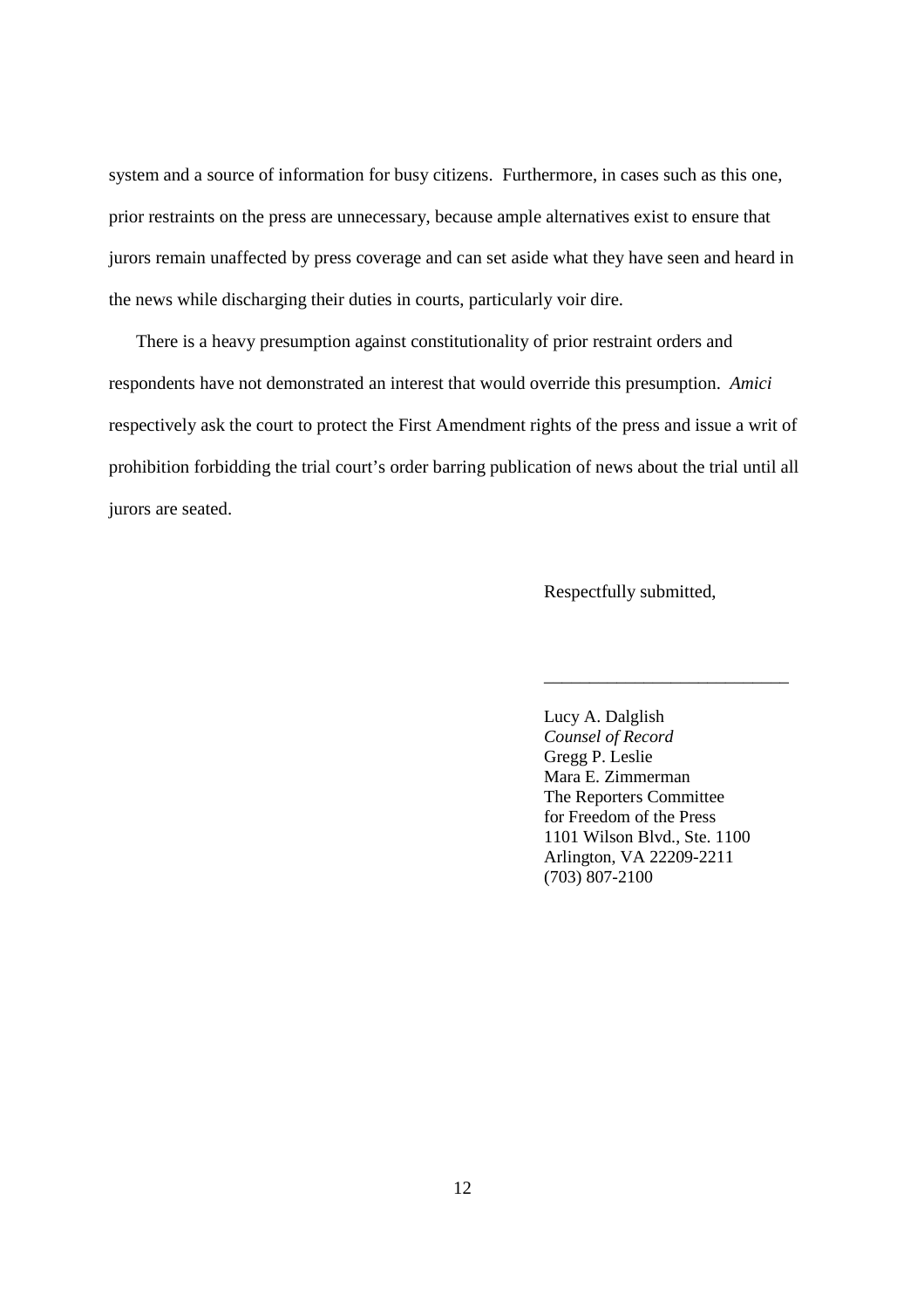system and a source of information for busy citizens. Furthermore, in cases such as this one, prior restraints on the press are unnecessary, because ample alternatives exist to ensure that jurors remain unaffected by press coverage and can set aside what they have seen and heard in the news while discharging their duties in courts, particularly voir dire.

There is a heavy presumption against constitutionality of prior restraint orders and respondents have not demonstrated an interest that would override this presumption. *Amici* respectively ask the court to protect the First Amendment rights of the press and issue a writ of prohibition forbidding the trial court's order barring publication of news about the trial until all jurors are seated.

Respectfully submitted,

\_\_\_\_\_\_\_\_\_\_\_\_\_\_\_\_\_\_\_\_\_\_\_\_\_\_\_\_

Lucy A. Dalglish  
*Counsel of Record*  
Gregg P. Leslie  
Mara E. Zimmerman  
The Reporters Committee  
for Freedom of the Press  
1101 Wilson Blvd., Ste. 1100  
Arlington, VA 22209-2211  
(703) 807-2100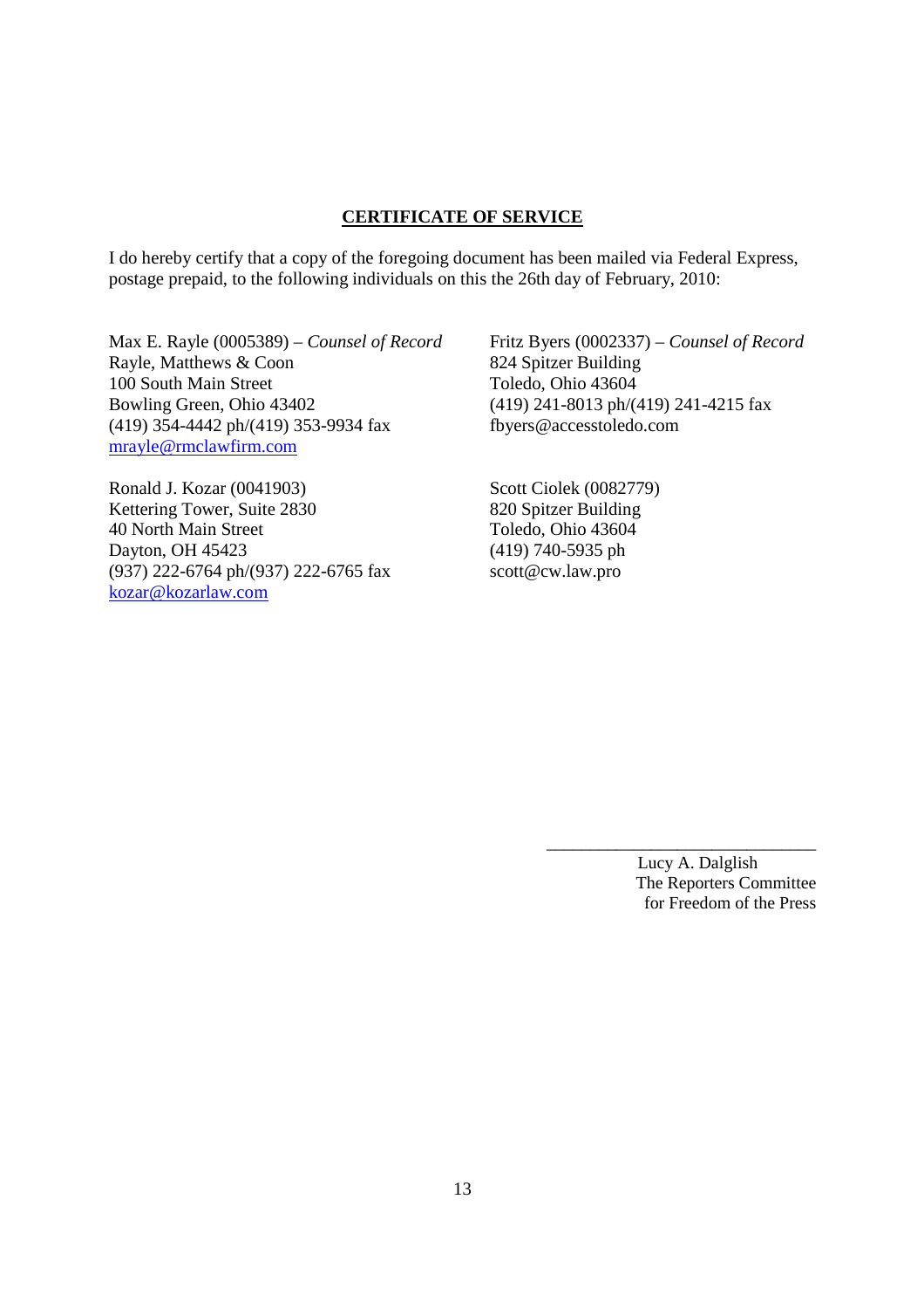## **CERTIFICATE OF SERVICE**

I do hereby certify that a copy of the foregoing document has been mailed via Federal Express, postage prepaid, to the following individuals on this the 26th day of February, 2010:

Max E. Rayle (0005389) – *Counsel of Record*
Rayle, Matthews & Coon
100 South Main Street
Bowling Green, Ohio 43402
(419) 354-4442 ph/(419) 353-9934 fax
mrayle@rmclawfirm.com

Fritz Byers (0002337) – *Counsel of Record*
824 Spitzer Building
Toledo, Ohio 43604
(419) 241-8013 ph/(419) 241-4215 fax
fbyers@accesstoledo.com

Ronald J. Kozar (0041903)
Kettering Tower, Suite 2830
40 North Main Street
Dayton, OH 45423
(937) 222-6764 ph/(937) 222-6765 fax
kozar@kozarlaw.com

Scott Ciolek (0082779)
820 Spitzer Building
Toledo, Ohio 43604
(419) 740-5935 ph
scott@cw.law.pro

\_\_\_\_\_\_\_\_\_\_\_\_\_\_\_\_\_\_\_\_\_\_\_\_\_\_\_\_\_\_\_\_
Lucy A. Dalglish
The Reporters Committee
for Freedom of the Press